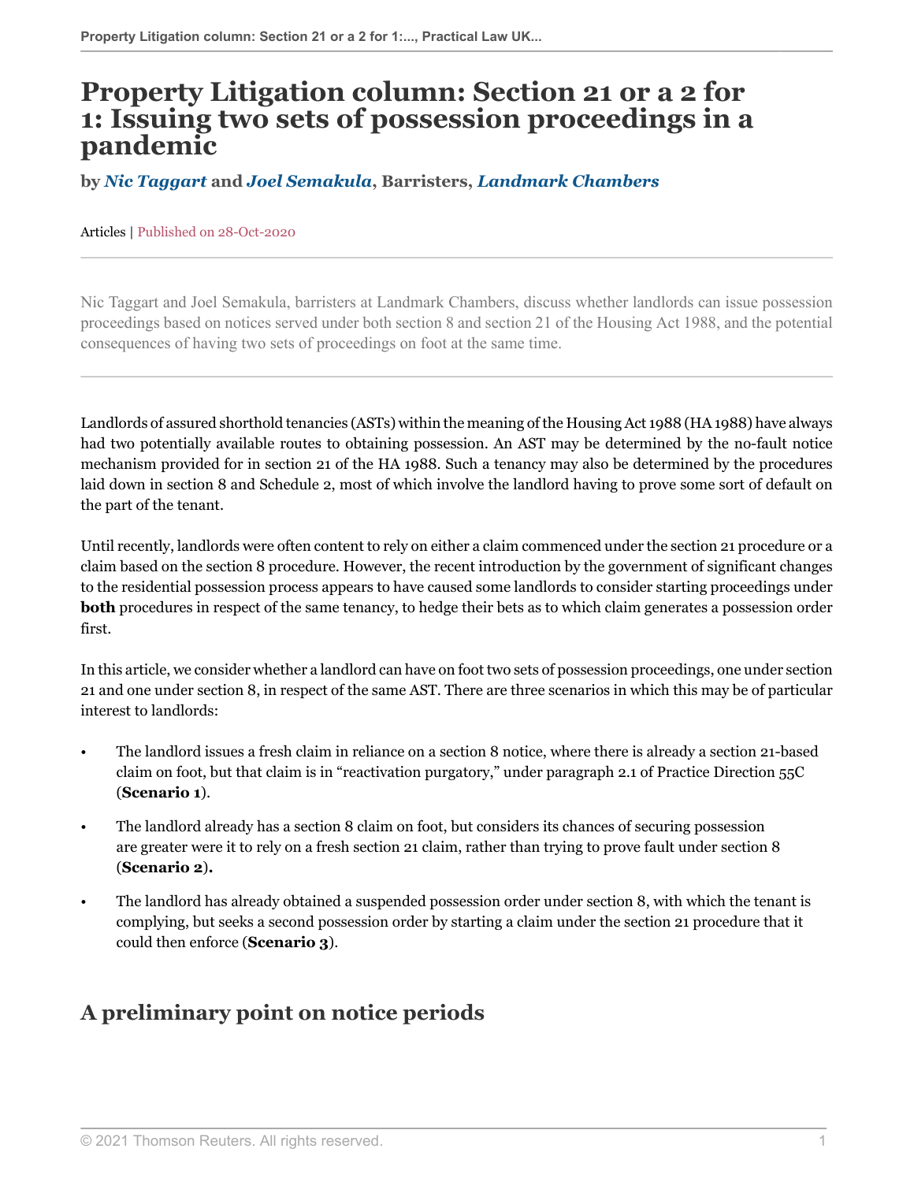# Property Litigation column: Section 21 or a 2 for 1: Issuing two sets of possession proceedings in a pandemic

**by *Nic Taggart* and *Joel Semakula*, Barristers, *Landmark Chambers***

Articles | Published on 28-Oct-2020

Nic Taggart and Joel Semakula, barristers at Landmark Chambers, discuss whether landlords can issue possession proceedings based on notices served under both section 8 and section 21 of the Housing Act 1988, and the potential consequences of having two sets of proceedings on foot at the same time.

---

Landlords of assured shorthold tenancies (ASTs) within the meaning of the Housing Act 1988 (HA 1988) have always had two potentially available routes to obtaining possession. An AST may be determined by the no-fault notice mechanism provided for in section 21 of the HA 1988. Such a tenancy may also be determined by the procedures laid down in section 8 and Schedule 2, most of which involve the landlord having to prove some sort of default on the part of the tenant.

Until recently, landlords were often content to rely on either a claim commenced under the section 21 procedure or a claim based on the section 8 procedure. However, the recent introduction by the government of significant changes to the residential possession process appears to have caused some landlords to consider starting proceedings under **both** procedures in respect of the same tenancy, to hedge their bets as to which claim generates a possession order first.

In this article, we consider whether a landlord can have on foot two sets of possession proceedings, one under section 21 and one under section 8, in respect of the same AST. There are three scenarios in which this may be of particular interest to landlords:

- The landlord issues a fresh claim in reliance on a section 8 notice, where there is already a section 21-based claim on foot, but that claim is in "reactivation purgatory," under paragraph 2.1 of Practice Direction 55C (**Scenario 1**).
- The landlord already has a section 8 claim on foot, but considers its chances of securing possession are greater were it to rely on a fresh section 21 claim, rather than trying to prove fault under section 8 (**Scenario 2**).
- The landlord has already obtained a suspended possession order under section 8, with which the tenant is complying, but seeks a second possession order by starting a claim under the section 21 procedure that it could then enforce (**Scenario 3**).

## A preliminary point on notice periods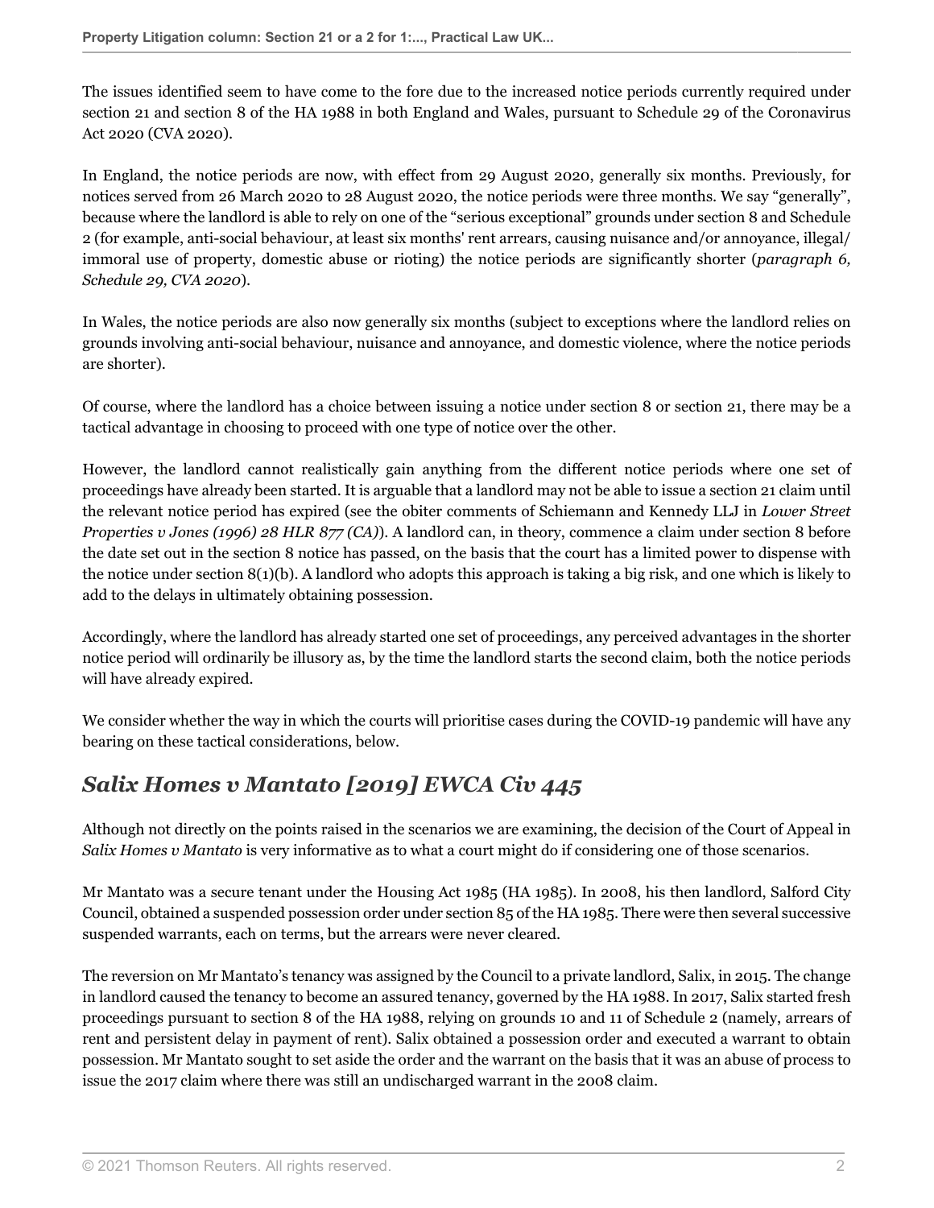The issues identified seem to have come to the fore due to the increased notice periods currently required under section 21 and section 8 of the HA 1988 in both England and Wales, pursuant to Schedule 29 of the Coronavirus Act 2020 (CVA 2020).

In England, the notice periods are now, with effect from 29 August 2020, generally six months. Previously, for notices served from 26 March 2020 to 28 August 2020, the notice periods were three months. We say "generally", because where the landlord is able to rely on one of the "serious exceptional" grounds under section 8 and Schedule 2 (for example, anti-social behaviour, at least six months' rent arrears, causing nuisance and/or annoyance, illegal/immoral use of property, domestic abuse or rioting) the notice periods are significantly shorter (*paragraph 6, Schedule 29, CVA 2020*).

In Wales, the notice periods are also now generally six months (subject to exceptions where the landlord relies on grounds involving anti-social behaviour, nuisance and annoyance, and domestic violence, where the notice periods are shorter).

Of course, where the landlord has a choice between issuing a notice under section 8 or section 21, there may be a tactical advantage in choosing to proceed with one type of notice over the other.

However, the landlord cannot realistically gain anything from the different notice periods where one set of proceedings have already been started. It is arguable that a landlord may not be able to issue a section 21 claim until the relevant notice period has expired (see the obiter comments of Schiemann and Kennedy LLJ in *Lower Street Properties v Jones (1996) 28 HLR 877 (CA)*). A landlord can, in theory, commence a claim under section 8 before the date set out in the section 8 notice has passed, on the basis that the court has a limited power to dispense with the notice under section 8(1)(b). A landlord who adopts this approach is taking a big risk, and one which is likely to add to the delays in ultimately obtaining possession.

Accordingly, where the landlord has already started one set of proceedings, any perceived advantages in the shorter notice period will ordinarily be illusory as, by the time the landlord starts the second claim, both the notice periods will have already expired.

We consider whether the way in which the courts will prioritise cases during the COVID-19 pandemic will have any bearing on these tactical considerations, below.

## *Salix Homes v Mantato [2019] EWCA Civ 445*

Although not directly on the points raised in the scenarios we are examining, the decision of the Court of Appeal in *Salix Homes v Mantato* is very informative as to what a court might do if considering one of those scenarios.

Mr Mantato was a secure tenant under the Housing Act 1985 (HA 1985). In 2008, his then landlord, Salford City Council, obtained a suspended possession order under section 85 of the HA 1985. There were then several successive suspended warrants, each on terms, but the arrears were never cleared.

The reversion on Mr Mantato's tenancy was assigned by the Council to a private landlord, Salix, in 2015. The change in landlord caused the tenancy to become an assured tenancy, governed by the HA 1988. In 2017, Salix started fresh proceedings pursuant to section 8 of the HA 1988, relying on grounds 10 and 11 of Schedule 2 (namely, arrears of rent and persistent delay in payment of rent). Salix obtained a possession order and executed a warrant to obtain possession. Mr Mantato sought to set aside the order and the warrant on the basis that it was an abuse of process to issue the 2017 claim where there was still an undischarged warrant in the 2008 claim.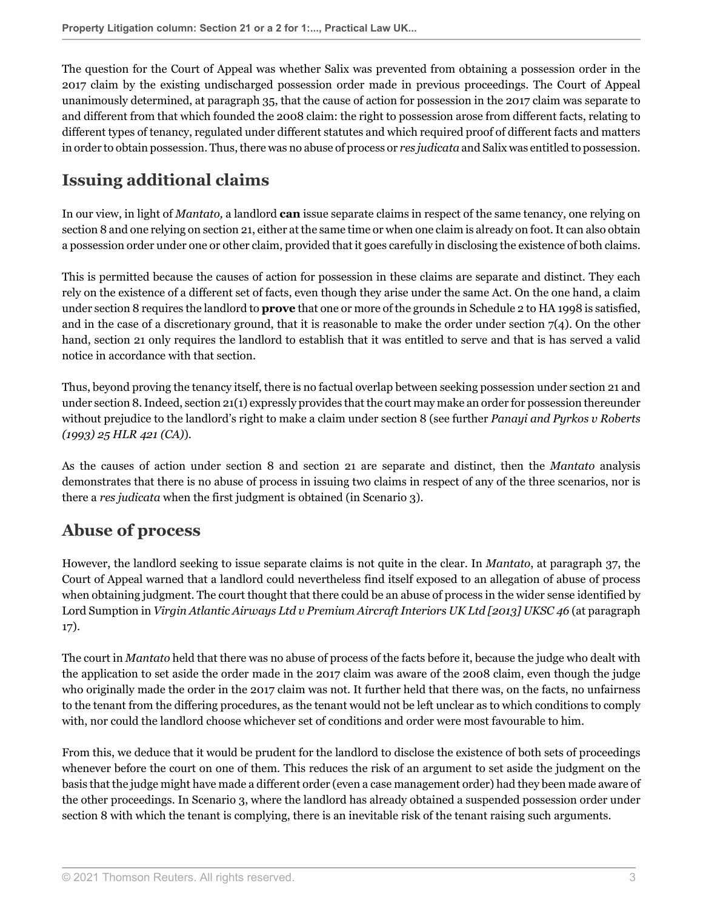The question for the Court of Appeal was whether Salix was prevented from obtaining a possession order in the 2017 claim by the existing undischarged possession order made in previous proceedings. The Court of Appeal unanimously determined, at paragraph 35, that the cause of action for possession in the 2017 claim was separate to and different from that which founded the 2008 claim: the right to possession arose from different facts, relating to different types of tenancy, regulated under different statutes and which required proof of different facts and matters in order to obtain possession. Thus, there was no abuse of process or *res judicata* and Salix was entitled to possession.

## Issuing additional claims

In our view, in light of *Mantato,* a landlord **can** issue separate claims in respect of the same tenancy, one relying on section 8 and one relying on section 21, either at the same time or when one claim is already on foot. It can also obtain a possession order under one or other claim, provided that it goes carefully in disclosing the existence of both claims.

This is permitted because the causes of action for possession in these claims are separate and distinct. They each rely on the existence of a different set of facts, even though they arise under the same Act. On the one hand, a claim under section 8 requires the landlord to **prove** that one or more of the grounds in Schedule 2 to HA 1998 is satisfied, and in the case of a discretionary ground, that it is reasonable to make the order under section 7(4). On the other hand, section 21 only requires the landlord to establish that it was entitled to serve and that is has served a valid notice in accordance with that section.

Thus, beyond proving the tenancy itself, there is no factual overlap between seeking possession under section 21 and under section 8. Indeed, section 21(1) expressly provides that the court may make an order for possession thereunder without prejudice to the landlord's right to make a claim under section 8 (see further *Panayi and Pyrkos v Roberts (1993) 25 HLR 421 (CA)*).

As the causes of action under section 8 and section 21 are separate and distinct, then the *Mantato* analysis demonstrates that there is no abuse of process in issuing two claims in respect of any of the three scenarios, nor is there a *res judicata* when the first judgment is obtained (in Scenario 3).

## Abuse of process

However, the landlord seeking to issue separate claims is not quite in the clear. In *Mantato*, at paragraph 37, the Court of Appeal warned that a landlord could nevertheless find itself exposed to an allegation of abuse of process when obtaining judgment. The court thought that there could be an abuse of process in the wider sense identified by Lord Sumption in *Virgin Atlantic Airways Ltd v Premium Aircraft Interiors UK Ltd [2013] UKSC 46* (at paragraph 17).

The court in *Mantato* held that there was no abuse of process of the facts before it, because the judge who dealt with the application to set aside the order made in the 2017 claim was aware of the 2008 claim, even though the judge who originally made the order in the 2017 claim was not. It further held that there was, on the facts, no unfairness to the tenant from the differing procedures, as the tenant would not be left unclear as to which conditions to comply with, nor could the landlord choose whichever set of conditions and order were most favourable to him.

From this, we deduce that it would be prudent for the landlord to disclose the existence of both sets of proceedings whenever before the court on one of them. This reduces the risk of an argument to set aside the judgment on the basis that the judge might have made a different order (even a case management order) had they been made aware of the other proceedings. In Scenario 3, where the landlord has already obtained a suspended possession order under section 8 with which the tenant is complying, there is an inevitable risk of the tenant raising such arguments.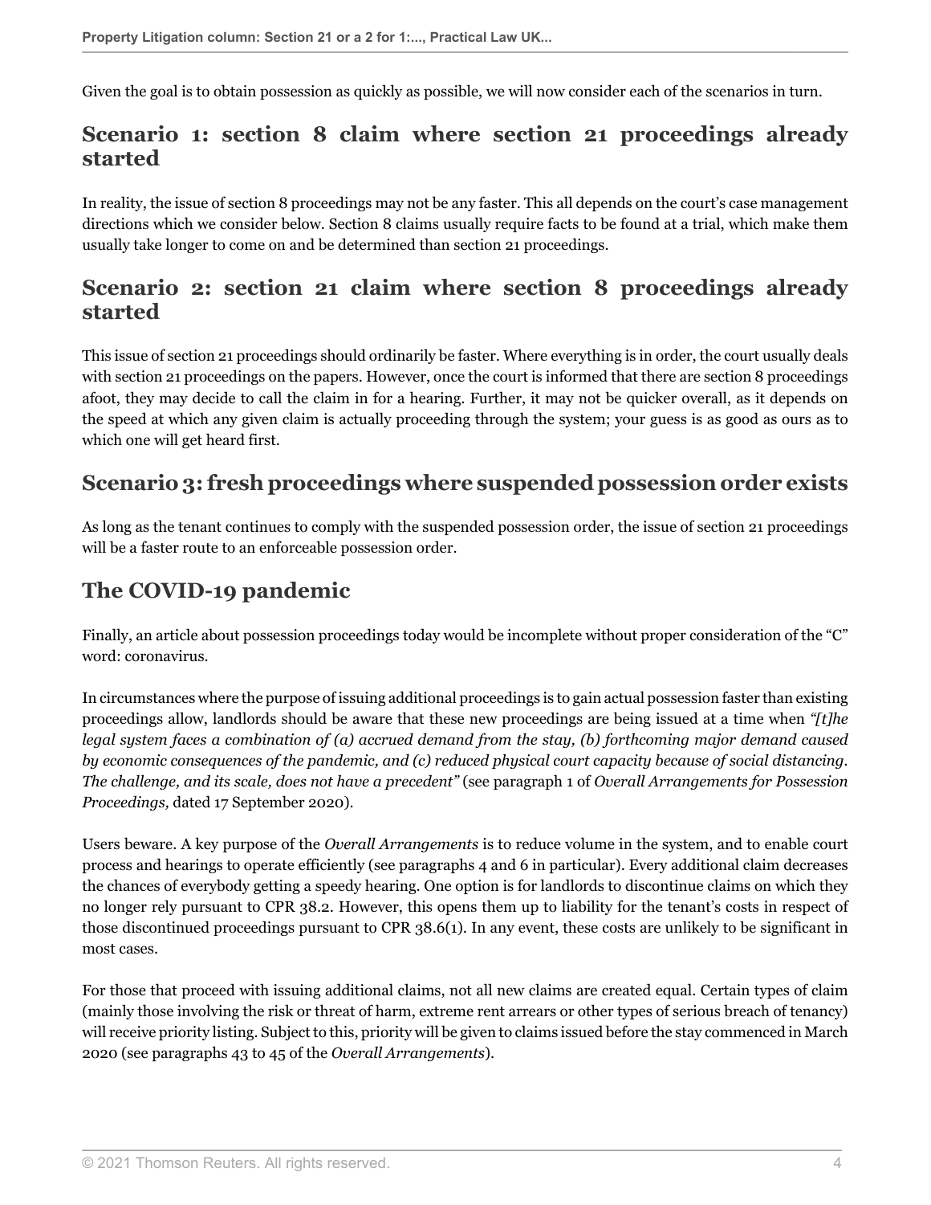Given the goal is to obtain possession as quickly as possible, we will now consider each of the scenarios in turn.

## Scenario 1: section 8 claim where section 21 proceedings already started

In reality, the issue of section 8 proceedings may not be any faster. This all depends on the court's case management directions which we consider below. Section 8 claims usually require facts to be found at a trial, which make them usually take longer to come on and be determined than section 21 proceedings.

## Scenario 2: section 21 claim where section 8 proceedings already started

This issue of section 21 proceedings should ordinarily be faster. Where everything is in order, the court usually deals with section 21 proceedings on the papers. However, once the court is informed that there are section 8 proceedings afoot, they may decide to call the claim in for a hearing. Further, it may not be quicker overall, as it depends on the speed at which any given claim is actually proceeding through the system; your guess is as good as ours as to which one will get heard first.

## Scenario 3: fresh proceedings where suspended possession order exists

As long as the tenant continues to comply with the suspended possession order, the issue of section 21 proceedings will be a faster route to an enforceable possession order.

## The COVID-19 pandemic

Finally, an article about possession proceedings today would be incomplete without proper consideration of the "C" word: coronavirus.

In circumstances where the purpose of issuing additional proceedings is to gain actual possession faster than existing proceedings allow, landlords should be aware that these new proceedings are being issued at a time when *"[t]he legal system faces a combination of (a) accrued demand from the stay, (b) forthcoming major demand caused by economic consequences of the pandemic, and (c) reduced physical court capacity because of social distancing. The challenge, and its scale, does not have a precedent"* (see paragraph 1 of *Overall Arrangements for Possession Proceedings,* dated 17 September 2020).

Users beware. A key purpose of the *Overall Arrangements* is to reduce volume in the system, and to enable court process and hearings to operate efficiently (see paragraphs 4 and 6 in particular). Every additional claim decreases the chances of everybody getting a speedy hearing. One option is for landlords to discontinue claims on which they no longer rely pursuant to CPR 38.2. However, this opens them up to liability for the tenant's costs in respect of those discontinued proceedings pursuant to CPR 38.6(1). In any event, these costs are unlikely to be significant in most cases.

For those that proceed with issuing additional claims, not all new claims are created equal. Certain types of claim (mainly those involving the risk or threat of harm, extreme rent arrears or other types of serious breach of tenancy) will receive priority listing. Subject to this, priority will be given to claims issued before the stay commenced in March 2020 (see paragraphs 43 to 45 of the *Overall Arrangements*).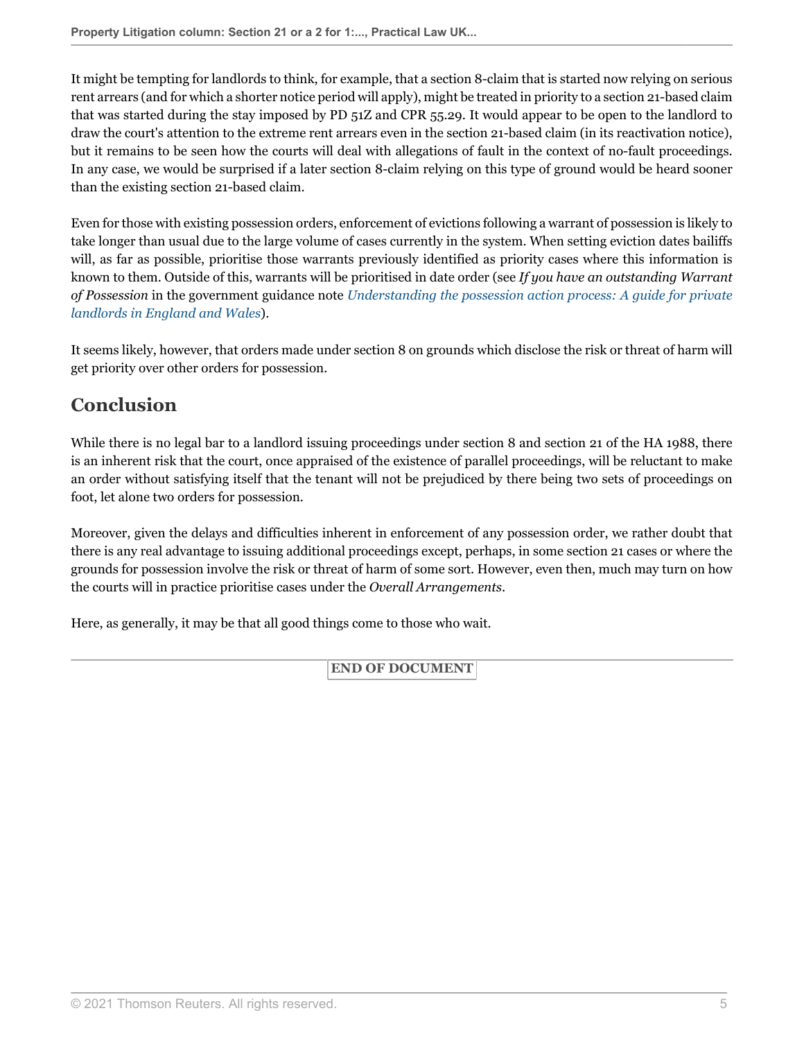It might be tempting for landlords to think, for example, that a section 8-claim that is started now relying on serious rent arrears (and for which a shorter notice period will apply), might be treated in priority to a section 21-based claim that was started during the stay imposed by PD 51Z and CPR 55.29. It would appear to be open to the landlord to draw the court's attention to the extreme rent arrears even in the section 21-based claim (in its reactivation notice), but it remains to be seen how the courts will deal with allegations of fault in the context of no-fault proceedings. In any case, we would be surprised if a later section 8-claim relying on this type of ground would be heard sooner than the existing section 21-based claim.

Even for those with existing possession orders, enforcement of evictions following a warrant of possession is likely to take longer than usual due to the large volume of cases currently in the system. When setting eviction dates bailiffs will, as far as possible, prioritise those warrants previously identified as priority cases where this information is known to them. Outside of this, warrants will be prioritised in date order (see *If you have an outstanding Warrant of Possession* in the government guidance note *Understanding the possession action process: A guide for private landlords in England and Wales*).

It seems likely, however, that orders made under section 8 on grounds which disclose the risk or threat of harm will get priority over other orders for possession.

## Conclusion

While there is no legal bar to a landlord issuing proceedings under section 8 and section 21 of the HA 1988, there is an inherent risk that the court, once appraised of the existence of parallel proceedings, will be reluctant to make an order without satisfying itself that the tenant will not be prejudiced by there being two sets of proceedings on foot, let alone two orders for possession.

Moreover, given the delays and difficulties inherent in enforcement of any possession order, we rather doubt that there is any real advantage to issuing additional proceedings except, perhaps, in some section 21 cases or where the grounds for possession involve the risk or threat of harm of some sort. However, even then, much may turn on how the courts will in practice prioritise cases under the *Overall Arrangements*.

Here, as generally, it may be that all good things come to those who wait.

**END OF DOCUMENT**